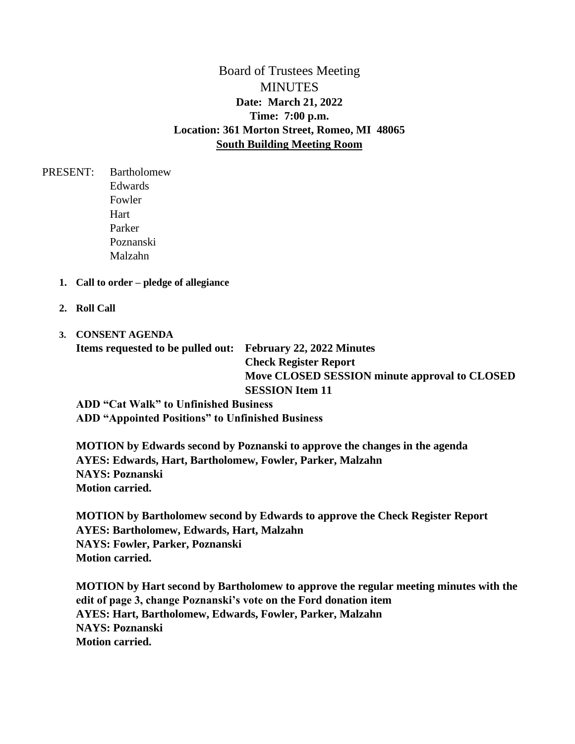# Board of Trustees Meeting
## MINUTES

**Date: March 21, 2022**
**Time: 7:00 p.m.**
**Location: 361 Morton Street, Romeo, MI 48065**
**South Building Meeting Room**

PRESENT: Bartholomew
Edwards
Fowler
Hart
Parker
Poznanski
Malzahn

1. **Call to order – pledge of allegiance**

2. **Roll Call**

3. **CONSENT AGENDA**
   **Items requested to be pulled out: February 22, 2022 Minutes**
   **Check Register Report**
   **Move CLOSED SESSION minute approval to CLOSED SESSION Item 11**

   **ADD "Cat Walk" to Unfinished Business**
   **ADD "Appointed Positions" to Unfinished Business**

   **MOTION by Edwards second by Poznanski to approve the changes in the agenda**
   **AYES: Edwards, Hart, Bartholomew, Fowler, Parker, Malzahn**
   **NAYS: Poznanski**
   **Motion carried.**

   **MOTION by Bartholomew second by Edwards to approve the Check Register Report**
   **AYES: Bartholomew, Edwards, Hart, Malzahn**
   **NAYS: Fowler, Parker, Poznanski**
   **Motion carried.**

   **MOTION by Hart second by Bartholomew to approve the regular meeting minutes with the edit of page 3, change Poznanski's vote on the Ford donation item**
   **AYES: Hart, Bartholomew, Edwards, Fowler, Parker, Malzahn**
   **NAYS: Poznanski**
   **Motion carried.**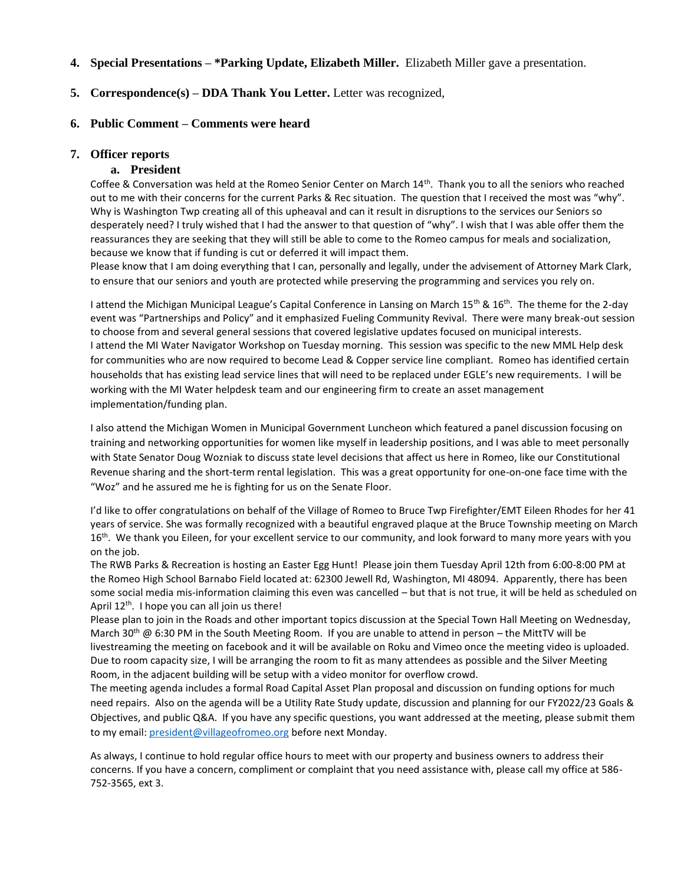4. **Special Presentations – *Parking Update, Elizabeth Miller.** Elizabeth Miller gave a presentation.

5. **Correspondence(s) – DDA Thank You Letter.** Letter was recognized,

6. **Public Comment – Comments were heard**

7. **Officer reports**

   **a. President**

Coffee & Conversation was held at the Romeo Senior Center on March 14th. Thank you to all the seniors who reached out to me with their concerns for the current Parks & Rec situation. The question that I received the most was "why". Why is Washington Twp creating all of this upheaval and can it result in disruptions to the services our Seniors so desperately need? I truly wished that I had the answer to that question of "why". I wish that I was able offer them the reassurances they are seeking that they will still be able to come to the Romeo campus for meals and socialization, because we know that if funding is cut or deferred it will impact them.
Please know that I am doing everything that I can, personally and legally, under the advisement of Attorney Mark Clark, to ensure that our seniors and youth are protected while preserving the programming and services you rely on.

I attend the Michigan Municipal League's Capital Conference in Lansing on March 15th & 16th. The theme for the 2-day event was "Partnerships and Policy" and it emphasized Fueling Community Revival. There were many break-out session to choose from and several general sessions that covered legislative updates focused on municipal interests.
I attend the MI Water Navigator Workshop on Tuesday morning. This session was specific to the new MML Help desk for communities who are now required to become Lead & Copper service line compliant. Romeo has identified certain households that has existing lead service lines that will need to be replaced under EGLE's new requirements. I will be working with the MI Water helpdesk team and our engineering firm to create an asset management implementation/funding plan.

I also attend the Michigan Women in Municipal Government Luncheon which featured a panel discussion focusing on training and networking opportunities for women like myself in leadership positions, and I was able to meet personally with State Senator Doug Wozniak to discuss state level decisions that affect us here in Romeo, like our Constitutional Revenue sharing and the short-term rental legislation. This was a great opportunity for one-on-one face time with the "Woz" and he assured me he is fighting for us on the Senate Floor.

I'd like to offer congratulations on behalf of the Village of Romeo to Bruce Twp Firefighter/EMT Eileen Rhodes for her 41 years of service. She was formally recognized with a beautiful engraved plaque at the Bruce Township meeting on March 16th. We thank you Eileen, for your excellent service to our community, and look forward to many more years with you on the job.
The RWB Parks & Recreation is hosting an Easter Egg Hunt! Please join them Tuesday April 12th from 6:00-8:00 PM at the Romeo High School Barnabo Field located at: 62300 Jewell Rd, Washington, MI 48094. Apparently, there has been some social media mis-information claiming this even was cancelled – but that is not true, it will be held as scheduled on April 12th. I hope you can all join us there!
Please plan to join in the Roads and other important topics discussion at the Special Town Hall Meeting on Wednesday, March 30th @ 6:30 PM in the South Meeting Room. If you are unable to attend in person – the MittTV will be livestreaming the meeting on facebook and it will be available on Roku and Vimeo once the meeting video is uploaded. Due to room capacity size, I will be arranging the room to fit as many attendees as possible and the Silver Meeting Room, in the adjacent building will be setup with a video monitor for overflow crowd.
The meeting agenda includes a formal Road Capital Asset Plan proposal and discussion on funding options for much need repairs. Also on the agenda will be a Utility Rate Study update, discussion and planning for our FY2022/23 Goals & Objectives, and public Q&A. If you have any specific questions, you want addressed at the meeting, please submit them to my email: [president@villageofromeo.org](mailto:president@villageofromeo.org) before next Monday.

As always, I continue to hold regular office hours to meet with our property and business owners to address their concerns. If you have a concern, compliment or complaint that you need assistance with, please call my office at 586-752-3565, ext 3.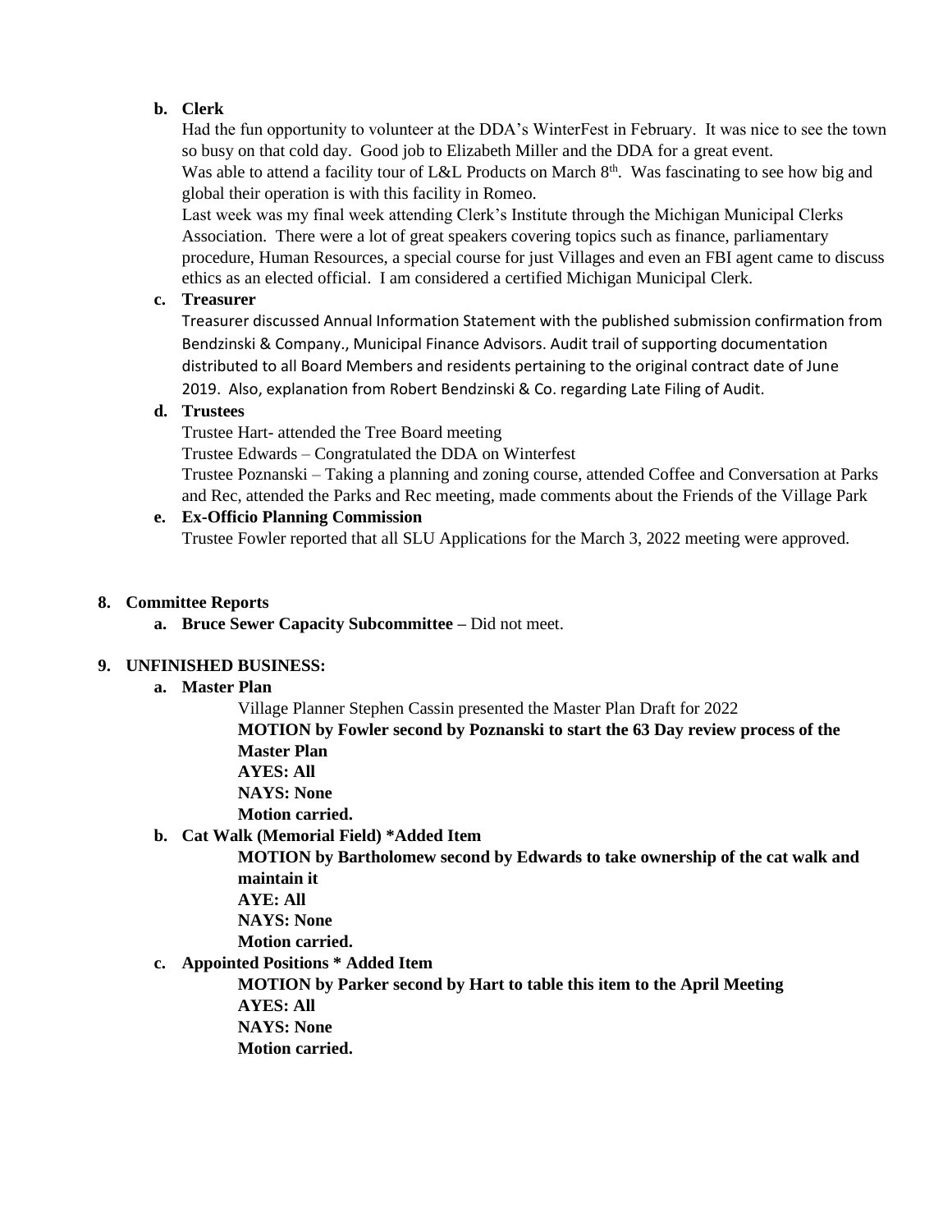**b. Clerk**

Had the fun opportunity to volunteer at the DDA's WinterFest in February. It was nice to see the town so busy on that cold day. Good job to Elizabeth Miller and the DDA for a great event.

Was able to attend a facility tour of L&L Products on March 8th. Was fascinating to see how big and global their operation is with this facility in Romeo.

Last week was my final week attending Clerk's Institute through the Michigan Municipal Clerks Association. There were a lot of great speakers covering topics such as finance, parliamentary procedure, Human Resources, a special course for just Villages and even an FBI agent came to discuss ethics as an elected official. I am considered a certified Michigan Municipal Clerk.

**c. Treasurer**

Treasurer discussed Annual Information Statement with the published submission confirmation from Bendzinski & Company., Municipal Finance Advisors. Audit trail of supporting documentation distributed to all Board Members and residents pertaining to the original contract date of June 2019. Also, explanation from Robert Bendzinski & Co. regarding Late Filing of Audit.

**d. Trustees**

Trustee Hart- attended the Tree Board meeting

Trustee Edwards – Congratulated the DDA on Winterfest

Trustee Poznanski – Taking a planning and zoning course, attended Coffee and Conversation at Parks and Rec, attended the Parks and Rec meeting, made comments about the Friends of the Village Park

**e. Ex-Officio Planning Commission**

Trustee Fowler reported that all SLU Applications for the March 3, 2022 meeting were approved.

**8. Committee Reports**

**a. Bruce Sewer Capacity Subcommittee –** Did not meet.

**9. UNFINISHED BUSINESS:**

**a. Master Plan**

Village Planner Stephen Cassin presented the Master Plan Draft for 2022

**MOTION by Fowler second by Poznanski to start the 63 Day review process of the Master Plan**
**AYES: All**
**NAYS: None**
**Motion carried.**

**b. Cat Walk (Memorial Field) *Added Item**

**MOTION by Bartholomew second by Edwards to take ownership of the cat walk and maintain it**
**AYE: All**
**NAYS: None**
**Motion carried.**

**c. Appointed Positions * Added Item**

**MOTION by Parker second by Hart to table this item to the April Meeting**
**AYES: All**
**NAYS: None**
**Motion carried.**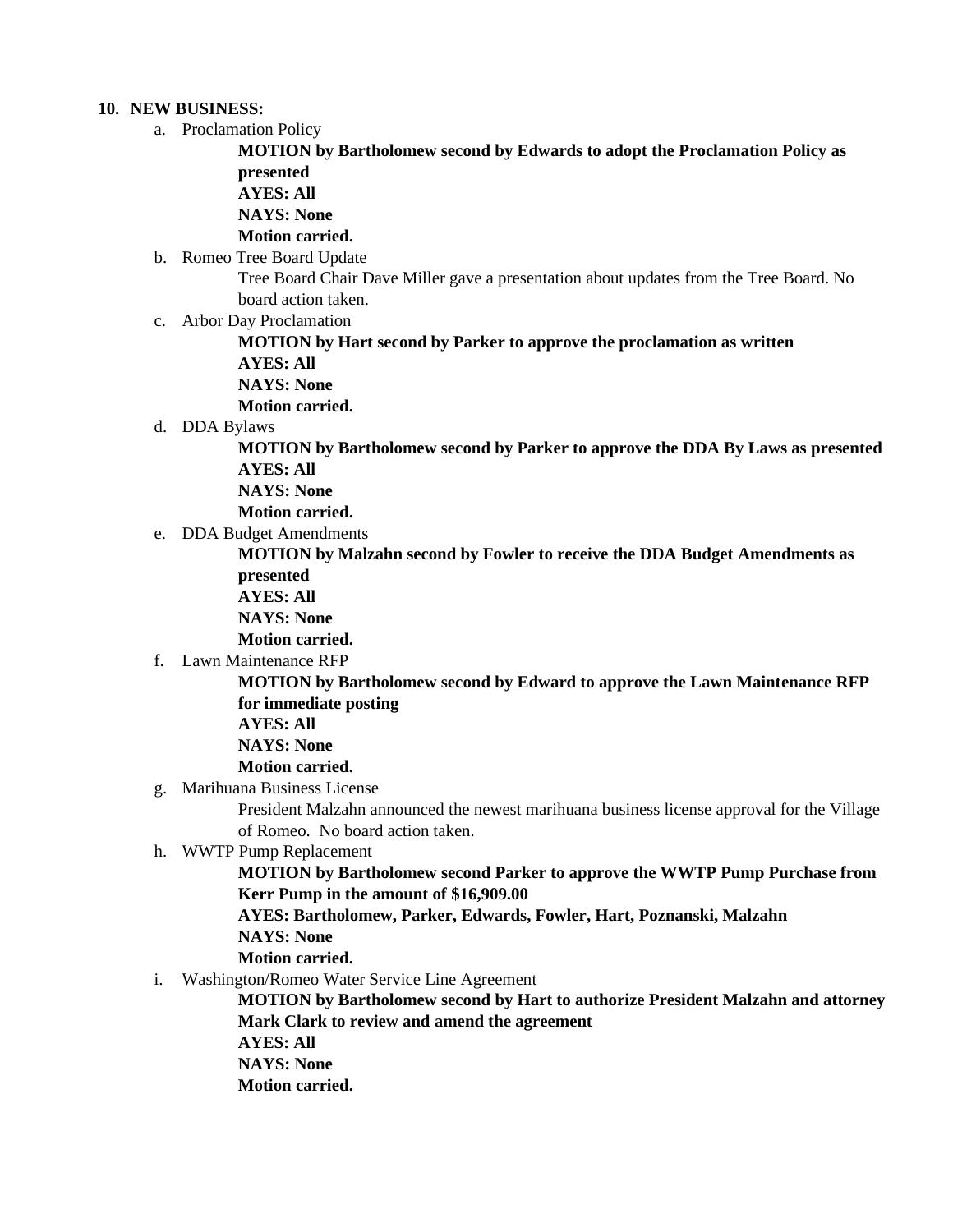**10. NEW BUSINESS:**

a. Proclamation Policy

**MOTION by Bartholomew second by Edwards to adopt the Proclamation Policy as presented**
**AYES: All**
**NAYS: None**
**Motion carried.**

b. Romeo Tree Board Update

Tree Board Chair Dave Miller gave a presentation about updates from the Tree Board. No board action taken.

c. Arbor Day Proclamation

**MOTION by Hart second by Parker to approve the proclamation as written**
**AYES: All**
**NAYS: None**
**Motion carried.**

d. DDA Bylaws

**MOTION by Bartholomew second by Parker to approve the DDA By Laws as presented**
**AYES: All**
**NAYS: None**
**Motion carried.**

e. DDA Budget Amendments

**MOTION by Malzahn second by Fowler to receive the DDA Budget Amendments as presented**
**AYES: All**
**NAYS: None**
**Motion carried.**

f. Lawn Maintenance RFP

**MOTION by Bartholomew second by Edward to approve the Lawn Maintenance RFP for immediate posting**
**AYES: All**
**NAYS: None**
**Motion carried.**

g. Marihuana Business License

President Malzahn announced the newest marihuana business license approval for the Village of Romeo. No board action taken.

h. WWTP Pump Replacement

**MOTION by Bartholomew second Parker to approve the WWTP Pump Purchase from Kerr Pump in the amount of $16,909.00**
**AYES: Bartholomew, Parker, Edwards, Fowler, Hart, Poznanski, Malzahn**
**NAYS: None**
**Motion carried.**

i. Washington/Romeo Water Service Line Agreement

**MOTION by Bartholomew second by Hart to authorize President Malzahn and attorney Mark Clark to review and amend the agreement**
**AYES: All**
**NAYS: None**
**Motion carried.**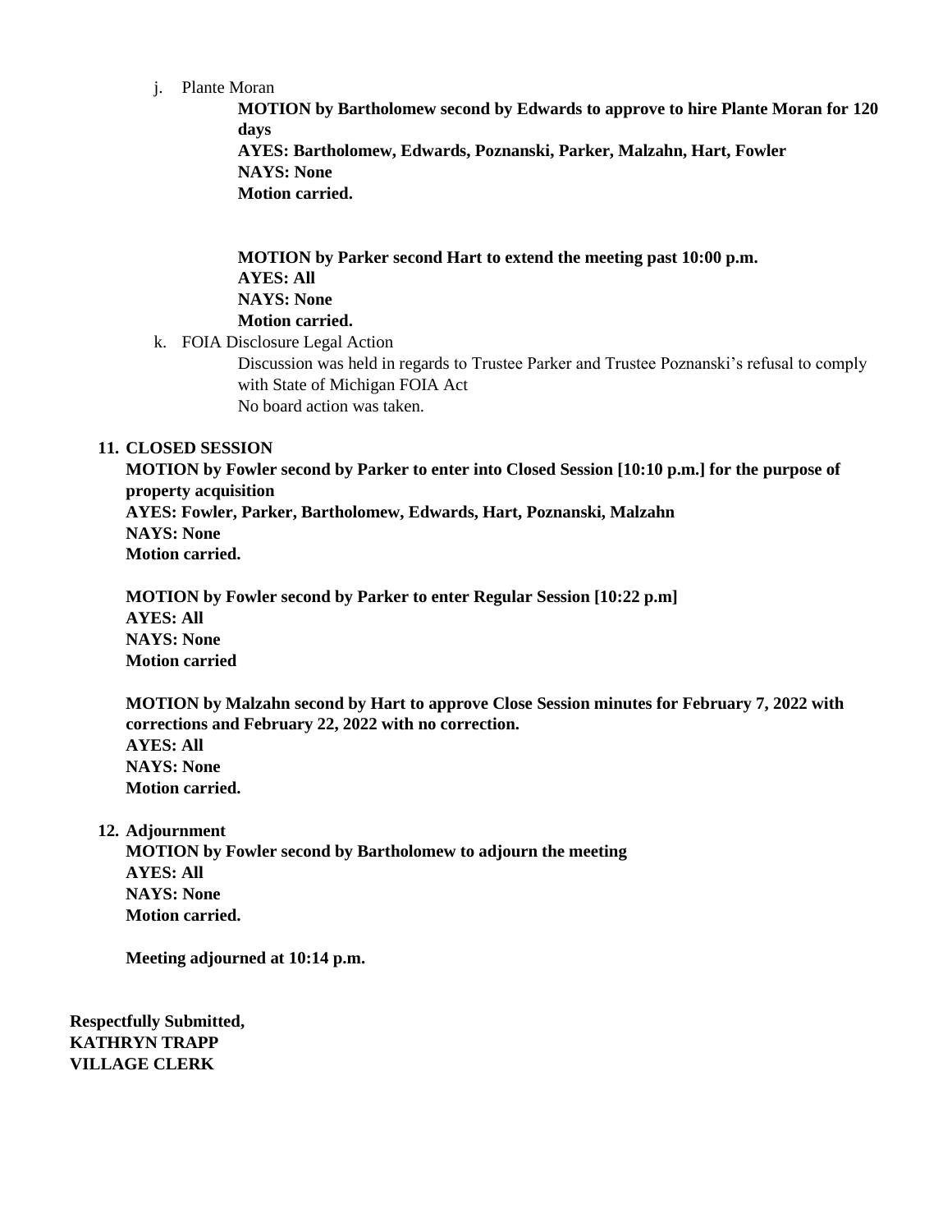j. Plante Moran

**MOTION by Bartholomew second by Edwards to approve to hire Plante Moran for 120 days**
**AYES: Bartholomew, Edwards, Poznanski, Parker, Malzahn, Hart, Fowler**
**NAYS: None**
**Motion carried.**

**MOTION by Parker second Hart to extend the meeting past 10:00 p.m.**
**AYES: All**
**NAYS: None**
**Motion carried.**

k. FOIA Disclosure Legal Action

Discussion was held in regards to Trustee Parker and Trustee Poznanski's refusal to comply with State of Michigan FOIA Act
No board action was taken.

**11. CLOSED SESSION**

**MOTION by Fowler second by Parker to enter into Closed Session [10:10 p.m.] for the purpose of property acquisition**
**AYES: Fowler, Parker, Bartholomew, Edwards, Hart, Poznanski, Malzahn**
**NAYS: None**
**Motion carried.**

**MOTION by Fowler second by Parker to enter Regular Session [10:22 p.m]**
**AYES: All**
**NAYS: None**
**Motion carried**

**MOTION by Malzahn second by Hart to approve Close Session minutes for February 7, 2022 with corrections and February 22, 2022 with no correction.**
**AYES: All**
**NAYS: None**
**Motion carried.**

**12. Adjournment**

**MOTION by Fowler second by Bartholomew to adjourn the meeting**
**AYES: All**
**NAYS: None**
**Motion carried.**

**Meeting adjourned at 10:14 p.m.**

**Respectfully Submitted,**
**KATHRYN TRAPP**
**VILLAGE CLERK**